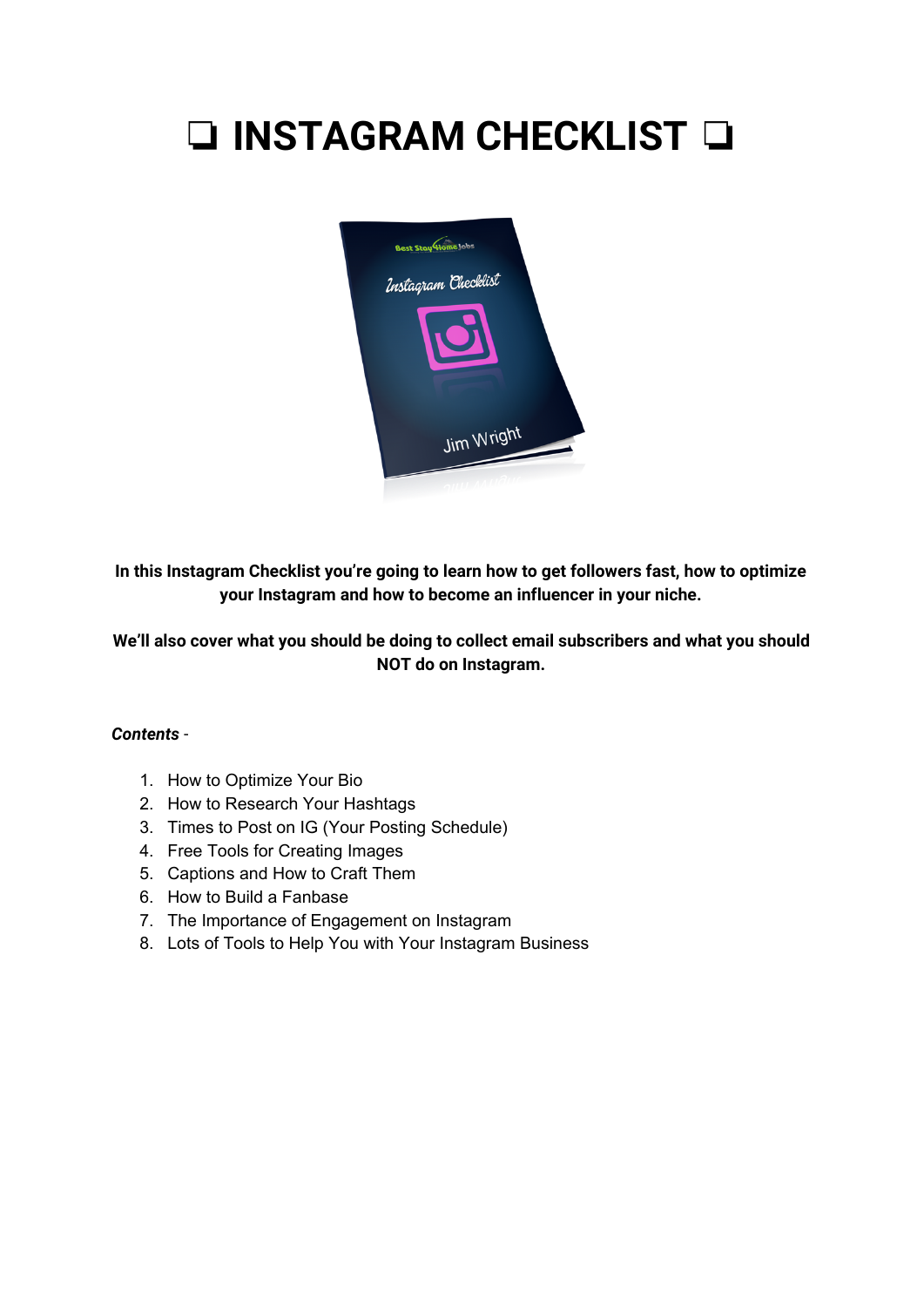# ❑ INSTAGRAM CHECKLIST ❑

**In this Instagram Checklist you're going to learn how to get followers fast, how to optimize your Instagram and how to become an influencer in your niche.**

**We'll also cover what you should be doing to collect email subscribers and what you should NOT do on Instagram.**

***Contents*** -

1. How to Optimize Your Bio
2. How to Research Your Hashtags
3. Times to Post on IG (Your Posting Schedule)
4. Free Tools for Creating Images
5. Captions and How to Craft Them
6. How to Build a Fanbase
7. The Importance of Engagement on Instagram
8. Lots of Tools to Help You with Your Instagram Business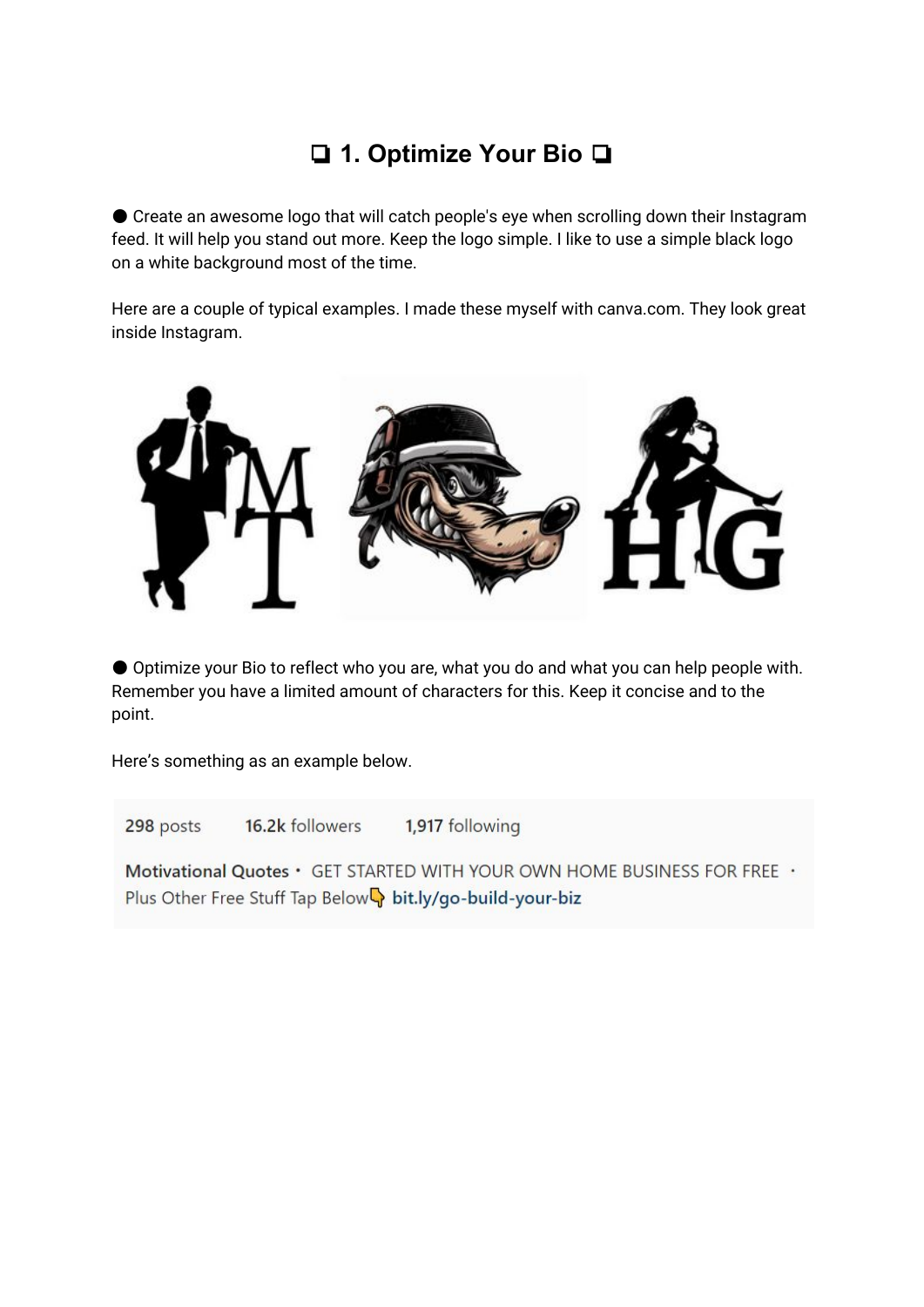## ❏ 1. Optimize Your Bio ❏

● Create an awesome logo that will catch people's eye when scrolling down their Instagram feed. It will help you stand out more. Keep the logo simple. I like to use a simple black logo on a white background most of the time.

Here are a couple of typical examples. I made these myself with canva.com. They look great inside Instagram.

● Optimize your Bio to reflect who you are, what you do and what you can help people with. Remember you have a limited amount of characters for this. Keep it concise and to the point.

Here's something as an example below.

298 posts    16.2k followers    1,917 following

**Motivational Quotes** • GET STARTED WITH YOUR OWN HOME BUSINESS FOR FREE • Plus Other Free Stuff Tap Below👇 bit.ly/go-build-your-biz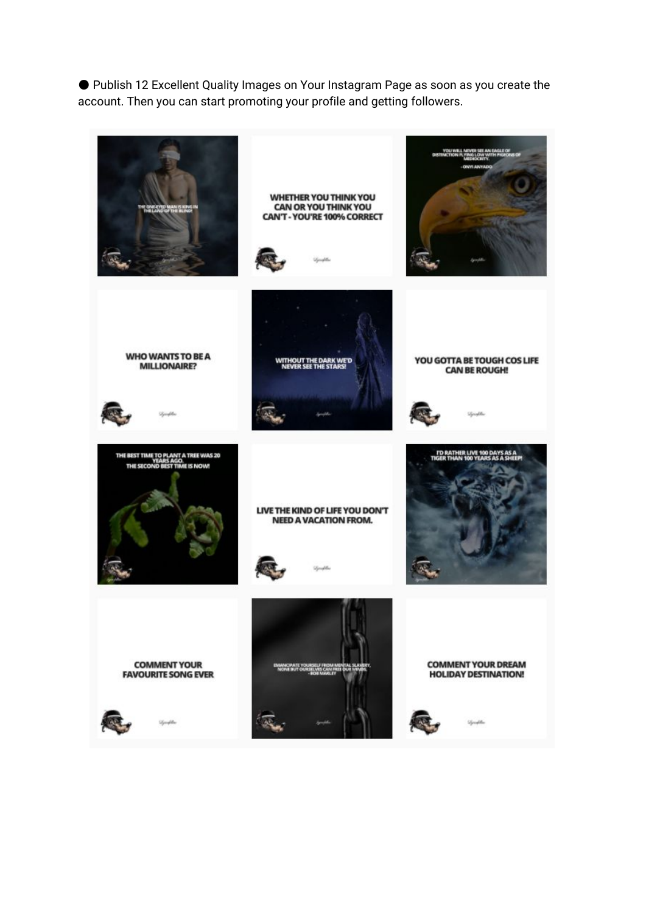- Publish 12 Excellent Quality Images on Your Instagram Page as soon as you create the account. Then you can start promoting your profile and getting followers.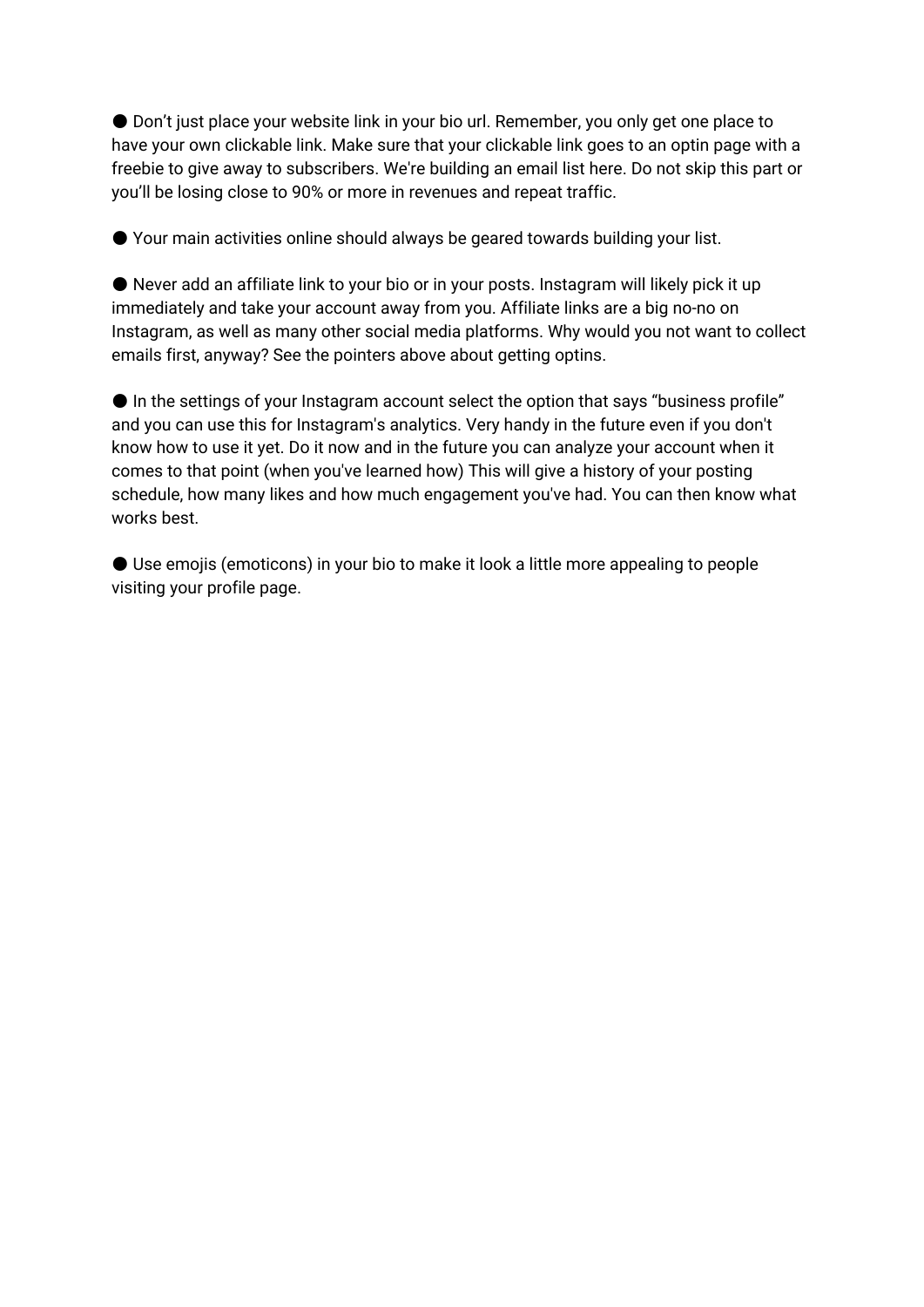- Don’t just place your website link in your bio url. Remember, you only get one place to have your own clickable link. Make sure that your clickable link goes to an optin page with a freebie to give away to subscribers. We're building an email list here. Do not skip this part or you’ll be losing close to 90% or more in revenues and repeat traffic.

- Your main activities online should always be geared towards building your list.

- Never add an affiliate link to your bio or in your posts. Instagram will likely pick it up immediately and take your account away from you. Affiliate links are a big no-no on Instagram, as well as many other social media platforms. Why would you not want to collect emails first, anyway? See the pointers above about getting optins.

- In the settings of your Instagram account select the option that says “business profile” and you can use this for Instagram's analytics. Very handy in the future even if you don't know how to use it yet. Do it now and in the future you can analyze your account when it comes to that point (when you've learned how) This will give a history of your posting schedule, how many likes and how much engagement you've had. You can then know what works best.

- Use emojis (emoticons) in your bio to make it look a little more appealing to people visiting your profile page.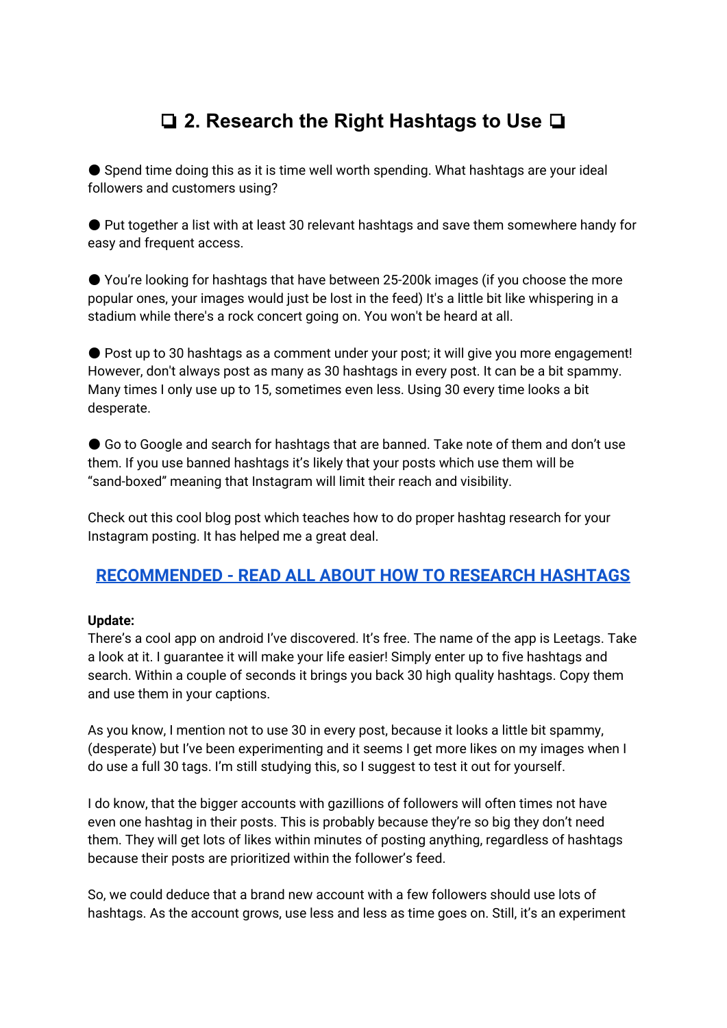# ❑ 2. Research the Right Hashtags to Use ❑

● Spend time doing this as it is time well worth spending. What hashtags are your ideal followers and customers using?

● Put together a list with at least 30 relevant hashtags and save them somewhere handy for easy and frequent access.

● You're looking for hashtags that have between 25-200k images (if you choose the more popular ones, your images would just be lost in the feed) It's a little bit like whispering in a stadium while there's a rock concert going on. You won't be heard at all.

● Post up to 30 hashtags as a comment under your post; it will give you more engagement! However, don't always post as many as 30 hashtags in every post. It can be a bit spammy. Many times I only use up to 15, sometimes even less. Using 30 every time looks a bit desperate.

● Go to Google and search for hashtags that are banned. Take note of them and don't use them. If you use banned hashtags it's likely that your posts which use them will be "sand-boxed" meaning that Instagram will limit their reach and visibility.

Check out this cool blog post which teaches how to do proper hashtag research for your Instagram posting. It has helped me a great deal.

## RECOMMENDED - READ ALL ABOUT HOW TO RESEARCH HASHTAGS

**Update:**
There's a cool app on android I've discovered. It's free. The name of the app is Leetags. Take a look at it. I guarantee it will make your life easier! Simply enter up to five hashtags and search. Within a couple of seconds it brings you back 30 high quality hashtags. Copy them and use them in your captions.

As you know, I mention not to use 30 in every post, because it looks a little bit spammy, (desperate) but I've been experimenting and it seems I get more likes on my images when I do use a full 30 tags. I'm still studying this, so I suggest to test it out for yourself.

I do know, that the bigger accounts with gazillions of followers will often times not have even one hashtag in their posts. This is probably because they're so big they don't need them. They will get lots of likes within minutes of posting anything, regardless of hashtags because their posts are prioritized within the follower's feed.

So, we could deduce that a brand new account with a few followers should use lots of hashtags. As the account grows, use less and less as time goes on. Still, it's an experiment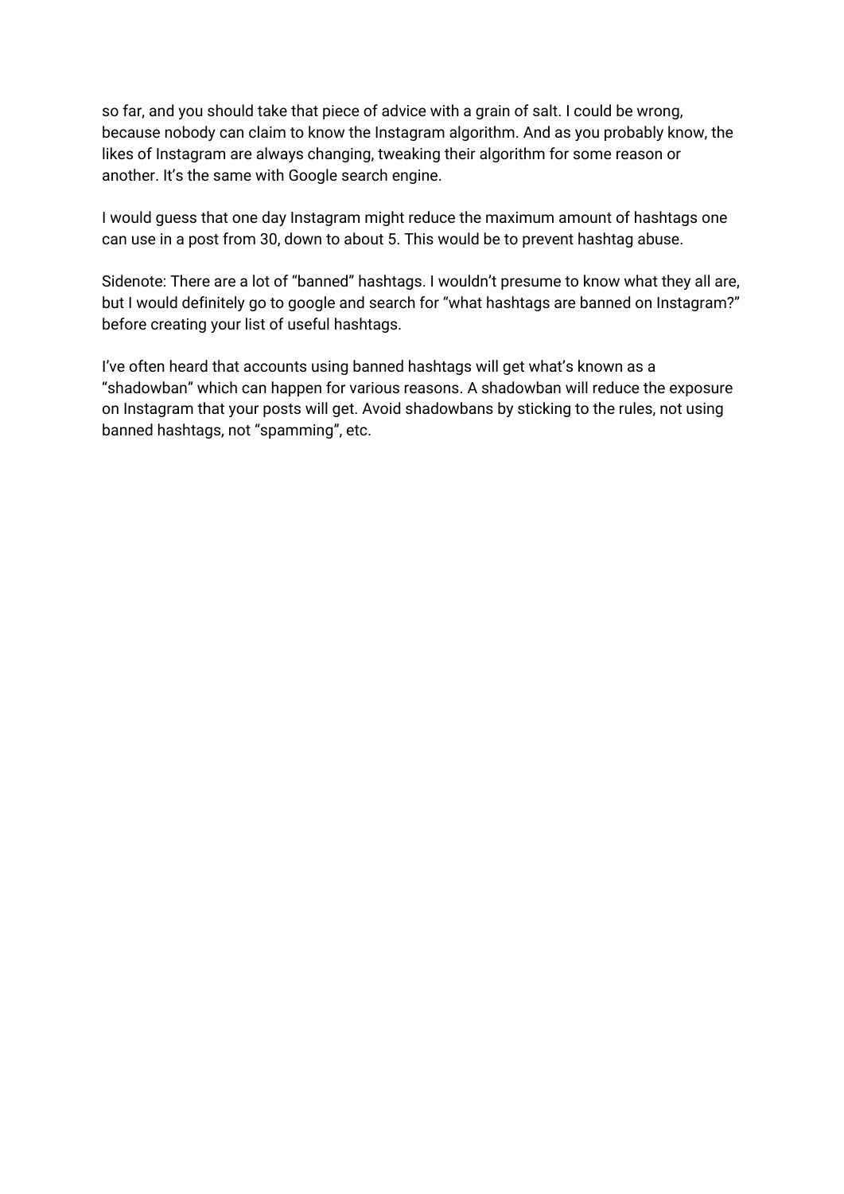so far, and you should take that piece of advice with a grain of salt. I could be wrong, because nobody can claim to know the Instagram algorithm. And as you probably know, the likes of Instagram are always changing, tweaking their algorithm for some reason or another. It's the same with Google search engine.

I would guess that one day Instagram might reduce the maximum amount of hashtags one can use in a post from 30, down to about 5. This would be to prevent hashtag abuse.

Sidenote: There are a lot of "banned" hashtags. I wouldn't presume to know what they all are, but I would definitely go to google and search for "what hashtags are banned on Instagram?" before creating your list of useful hashtags.

I've often heard that accounts using banned hashtags will get what's known as a "shadowban" which can happen for various reasons. A shadowban will reduce the exposure on Instagram that your posts will get. Avoid shadowbans by sticking to the rules, not using banned hashtags, not "spamming", etc.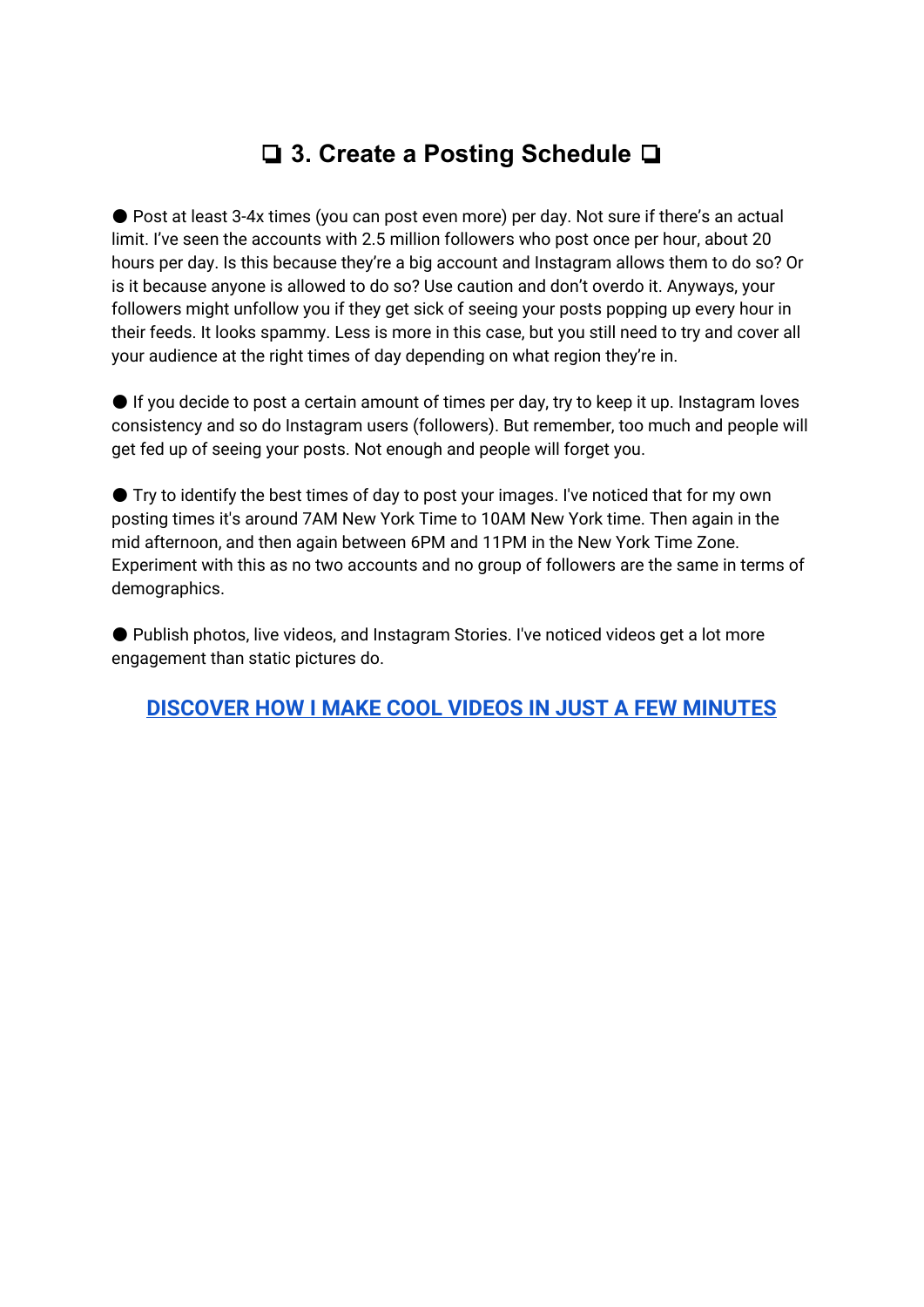## ❑ 3. Create a Posting Schedule ❑

- Post at least 3-4x times (you can post even more) per day. Not sure if there's an actual limit. I've seen the accounts with 2.5 million followers who post once per hour, about 20 hours per day. Is this because they're a big account and Instagram allows them to do so? Or is it because anyone is allowed to do so? Use caution and don't overdo it. Anyways, your followers might unfollow you if they get sick of seeing your posts popping up every hour in their feeds. It looks spammy. Less is more in this case, but you still need to try and cover all your audience at the right times of day depending on what region they're in.

- If you decide to post a certain amount of times per day, try to keep it up. Instagram loves consistency and so do Instagram users (followers). But remember, too much and people will get fed up of seeing your posts. Not enough and people will forget you.

- Try to identify the best times of day to post your images. I've noticed that for my own posting times it's around 7AM New York Time to 10AM New York time. Then again in the mid afternoon, and then again between 6PM and 11PM in the New York Time Zone. Experiment with this as no two accounts and no group of followers are the same in terms of demographics.

- Publish photos, live videos, and Instagram Stories. I've noticed videos get a lot more engagement than static pictures do.

**DISCOVER HOW I MAKE COOL VIDEOS IN JUST A FEW MINUTES**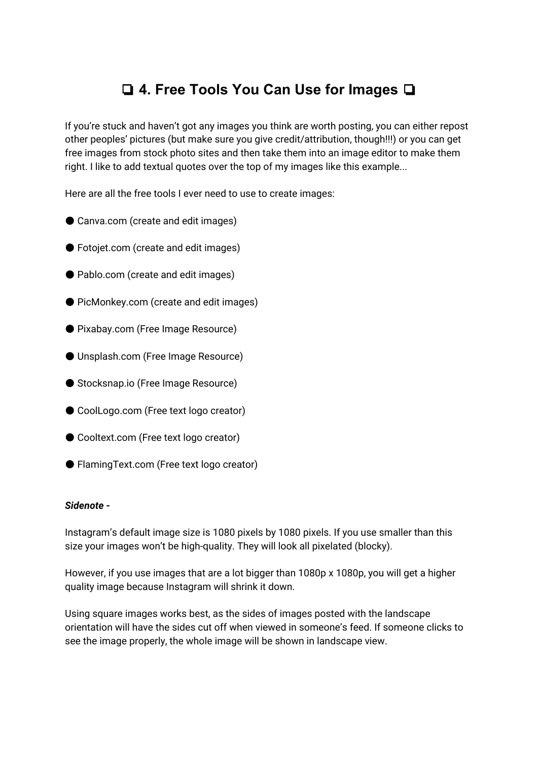# ❏ 4. Free Tools You Can Use for Images ❏

If you're stuck and haven't got any images you think are worth posting, you can either repost other peoples' pictures (but make sure you give credit/attribution, though!!!) or you can get free images from stock photo sites and then take them into an image editor to make them right. I like to add textual quotes over the top of my images like this example...

Here are all the free tools I ever need to use to create images:

- Canva.com (create and edit images)
- Fotojet.com (create and edit images)
- Pablo.com (create and edit images)
- PicMonkey.com (create and edit images)
- Pixabay.com (Free Image Resource)
- Unsplash.com (Free Image Resource)
- Stocksnap.io (Free Image Resource)
- CoolLogo.com (Free text logo creator)
- Cooltext.com (Free text logo creator)
- FlamingText.com (Free text logo creator)

***Sidenote -***

Instagram's default image size is 1080 pixels by 1080 pixels. If you use smaller than this size your images won't be high-quality. They will look all pixelated (blocky).

However, if you use images that are a lot bigger than 1080p x 1080p, you will get a higher quality image because Instagram will shrink it down.

Using square images works best, as the sides of images posted with the landscape orientation will have the sides cut off when viewed in someone's feed. If someone clicks to see the image properly, the whole image will be shown in landscape view.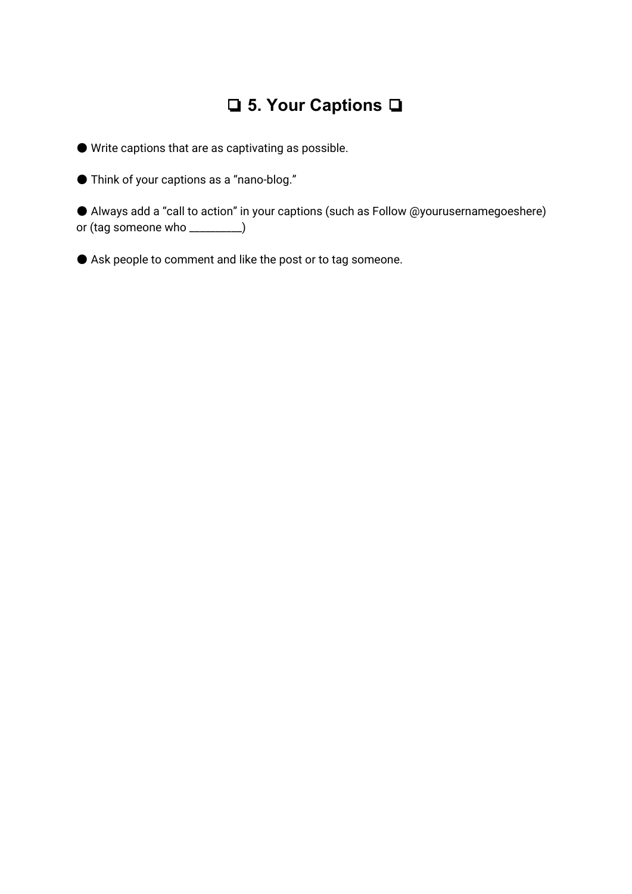## ❏ 5. Your Captions ❏

- Write captions that are as captivating as possible.
- Think of your captions as a “nano-blog.”
- Always add a “call to action” in your captions (such as Follow @yourusernamegoeshere) or (tag someone who _________)
- Ask people to comment and like the post or to tag someone.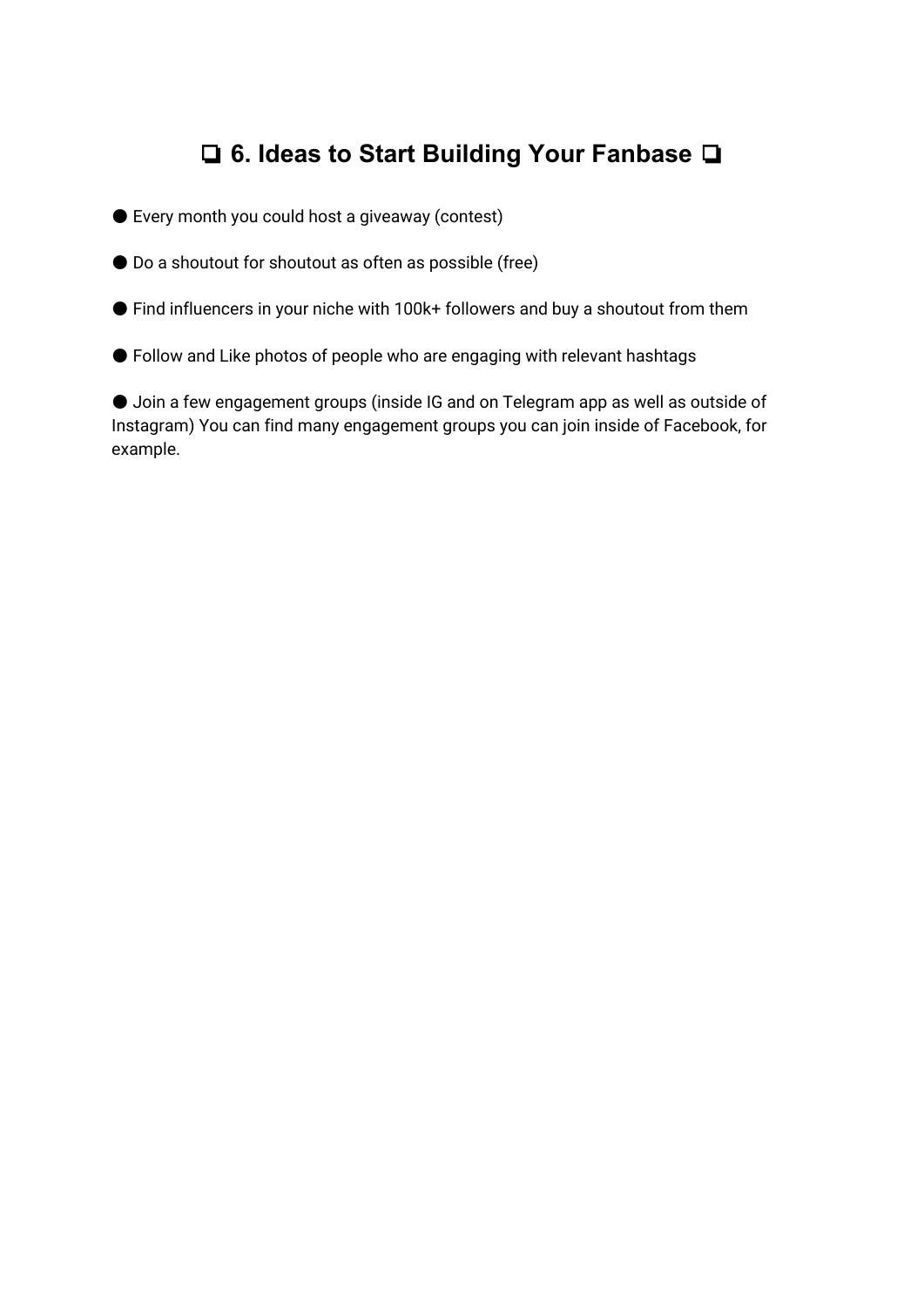# ❏ 6. Ideas to Start Building Your Fanbase ❏

- Every month you could host a giveaway (contest)
- Do a shoutout for shoutout as often as possible (free)
- Find influencers in your niche with 100k+ followers and buy a shoutout from them
- Follow and Like photos of people who are engaging with relevant hashtags
- Join a few engagement groups (inside IG and on Telegram app as well as outside of Instagram) You can find many engagement groups you can join inside of Facebook, for example.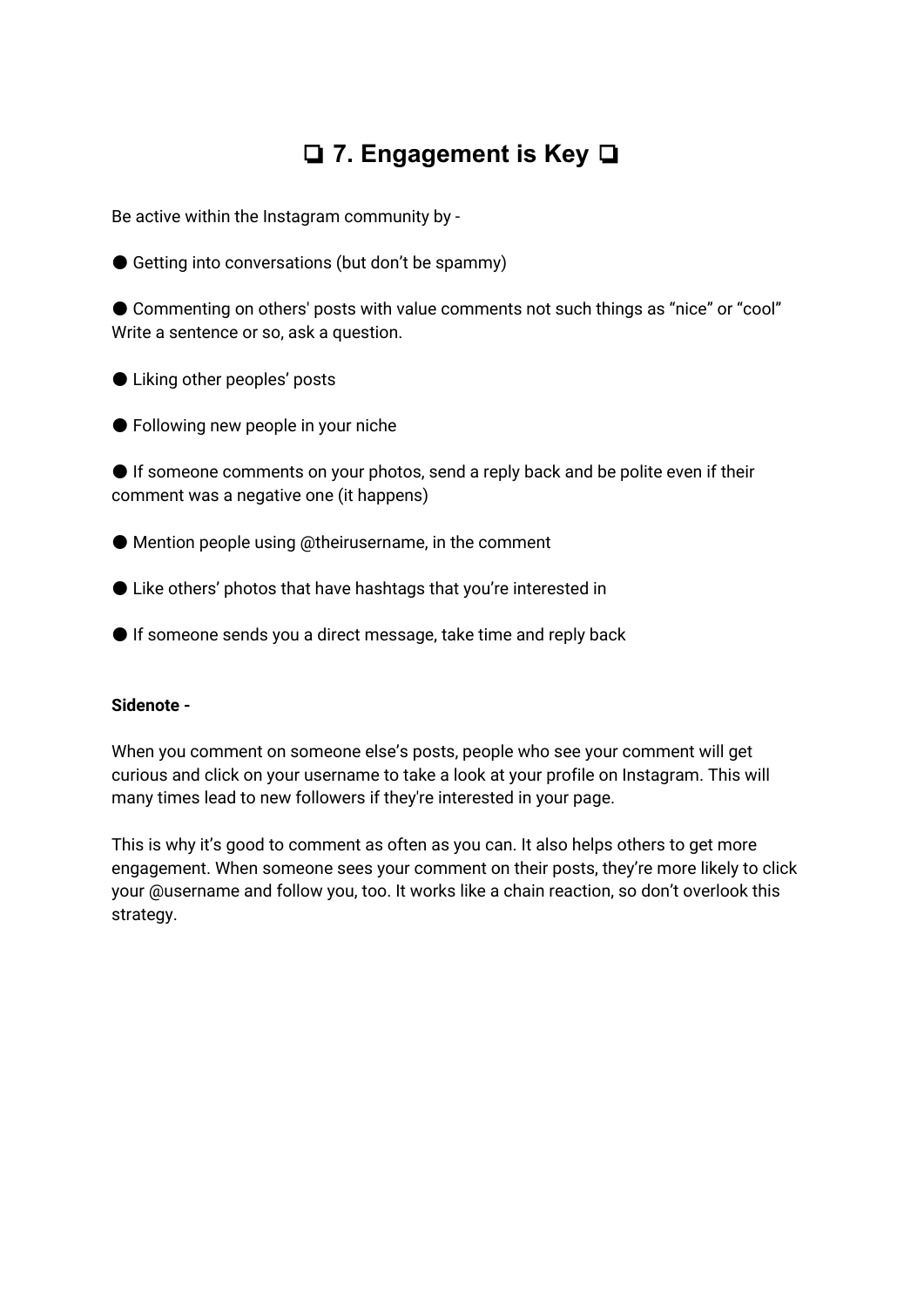# ❏ 7. Engagement is Key ❏

Be active within the Instagram community by -

● Getting into conversations (but don't be spammy)

● Commenting on others' posts with value comments not such things as "nice" or "cool" Write a sentence or so, ask a question.

● Liking other peoples' posts

● Following new people in your niche

● If someone comments on your photos, send a reply back and be polite even if their comment was a negative one (it happens)

● Mention people using @theirusername, in the comment

● Like others' photos that have hashtags that you're interested in

● If someone sends you a direct message, take time and reply back

**Sidenote -**

When you comment on someone else's posts, people who see your comment will get curious and click on your username to take a look at your profile on Instagram. This will many times lead to new followers if they're interested in your page.

This is why it's good to comment as often as you can. It also helps others to get more engagement. When someone sees your comment on their posts, they're more likely to click your @username and follow you, too. It works like a chain reaction, so don't overlook this strategy.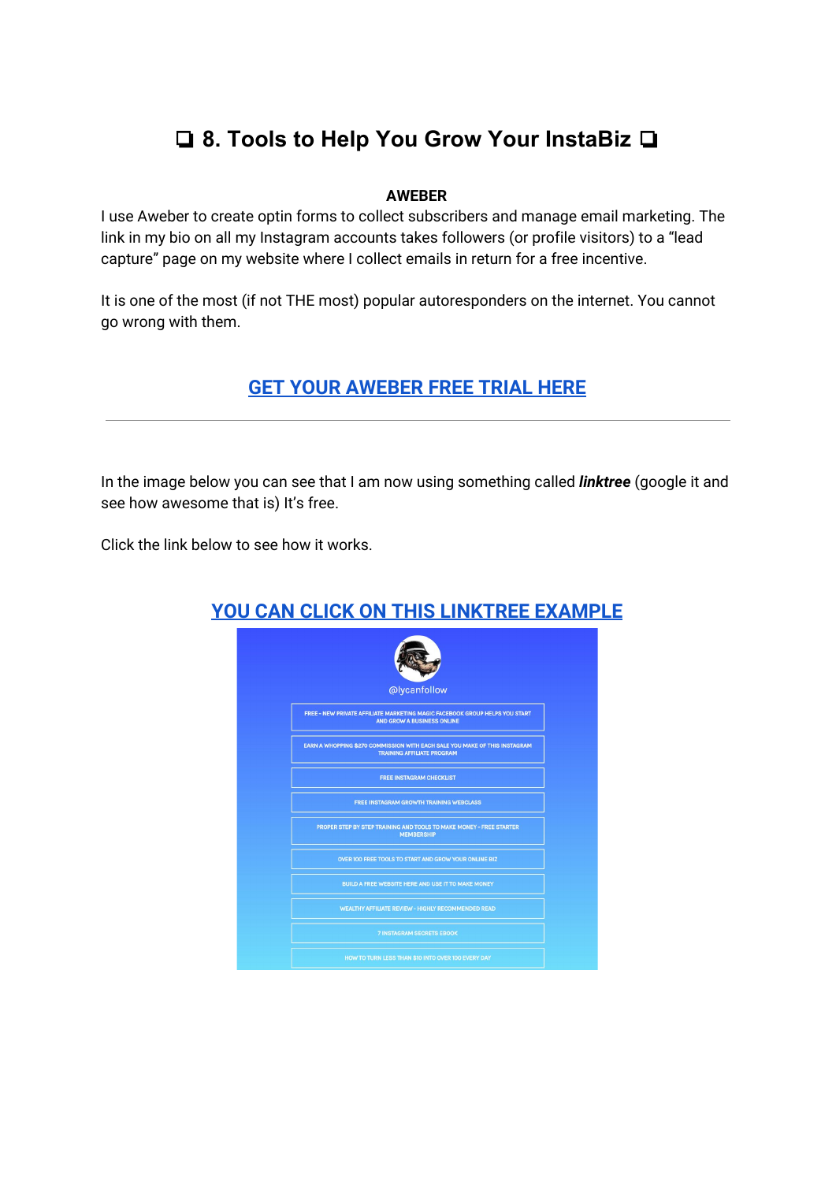## ❑ 8. Tools to Help You Grow Your InstaBiz ❑

**AWEBER**

I use Aweber to create optin forms to collect subscribers and manage email marketing. The link in my bio on all my Instagram accounts takes followers (or profile visitors) to a "lead capture" page on my website where I collect emails in return for a free incentive.

It is one of the most (if not THE most) popular autoresponders on the internet. You cannot go wrong with them.

**GET YOUR AWEBER FREE TRIAL HERE**

---

In the image below you can see that I am now using something called ***linktree*** (google it and see how awesome that is) It's free.

Click the link below to see how it works.

**YOU CAN CLICK ON THIS LINKTREE EXAMPLE**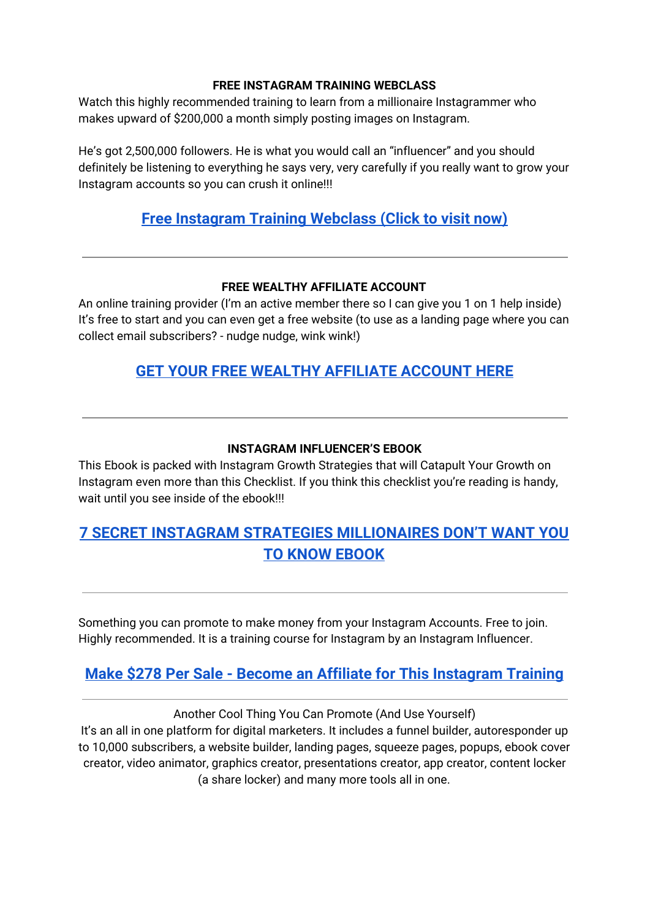**FREE INSTAGRAM TRAINING WEBCLASS**

Watch this highly recommended training to learn from a millionaire Instagrammer who makes upward of $200,000 a month simply posting images on Instagram.

He's got 2,500,000 followers. He is what you would call an "influencer" and you should definitely be listening to everything he says very, very carefully if you really want to grow your Instagram accounts so you can crush it online!!!

**Free Instagram Training Webclass (Click to visit now)**

---

**FREE WEALTHY AFFILIATE ACCOUNT**

An online training provider (I'm an active member there so I can give you 1 on 1 help inside) It's free to start and you can even get a free website (to use as a landing page where you can collect email subscribers? - nudge nudge, wink wink!)

**GET YOUR FREE WEALTHY AFFILIATE ACCOUNT HERE**

---

**INSTAGRAM INFLUENCER'S EBOOK**

This Ebook is packed with Instagram Growth Strategies that will Catapult Your Growth on Instagram even more than this Checklist. If you think this checklist you're reading is handy, wait until you see inside of the ebook!!!

**7 SECRET INSTAGRAM STRATEGIES MILLIONAIRES DON'T WANT YOU TO KNOW EBOOK**

---

Something you can promote to make money from your Instagram Accounts. Free to join. Highly recommended. It is a training course for Instagram by an Instagram Influencer.

**Make $278 Per Sale - Become an Affiliate for This Instagram Training**

---

Another Cool Thing You Can Promote (And Use Yourself)

It's an all in one platform for digital marketers. It includes a funnel builder, autoresponder up to 10,000 subscribers, a website builder, landing pages, squeeze pages, popups, ebook cover creator, video animator, graphics creator, presentations creator, app creator, content locker (a share locker) and many more tools all in one.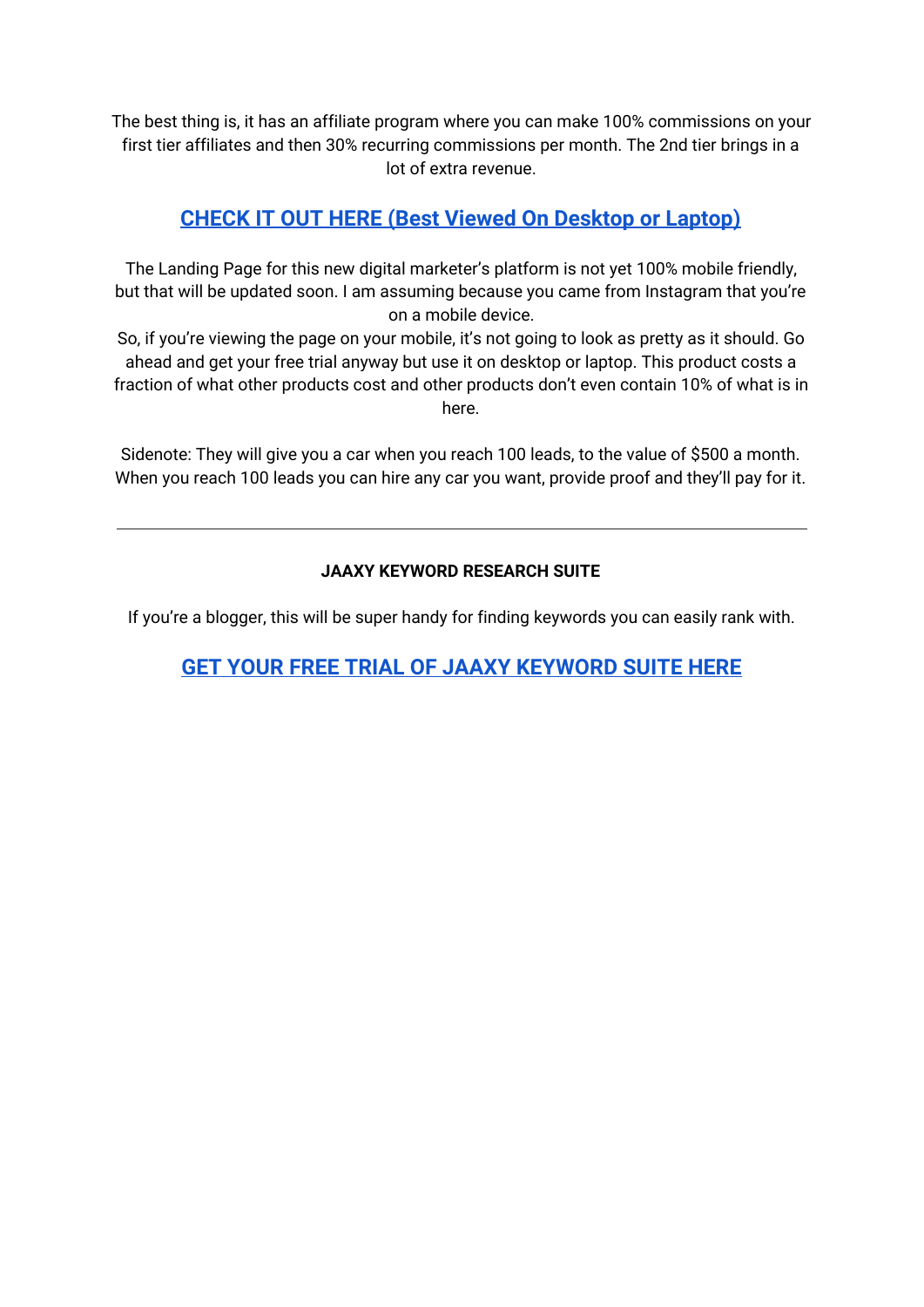The best thing is, it has an affiliate program where you can make 100% commissions on your first tier affiliates and then 30% recurring commissions per month. The 2nd tier brings in a lot of extra revenue.

## [CHECK IT OUT HERE (Best Viewed On Desktop or Laptop)]

The Landing Page for this new digital marketer's platform is not yet 100% mobile friendly, but that will be updated soon. I am assuming because you came from Instagram that you're on a mobile device.
So, if you're viewing the page on your mobile, it's not going to look as pretty as it should. Go ahead and get your free trial anyway but use it on desktop or laptop. This product costs a fraction of what other products cost and other products don't even contain 10% of what is in here.

Sidenote: They will give you a car when you reach 100 leads, to the value of $500 a month. When you reach 100 leads you can hire any car you want, provide proof and they'll pay for it.

---

**JAAXY KEYWORD RESEARCH SUITE**

If you're a blogger, this will be super handy for finding keywords you can easily rank with.

## [GET YOUR FREE TRIAL OF JAAXY KEYWORD SUITE HERE]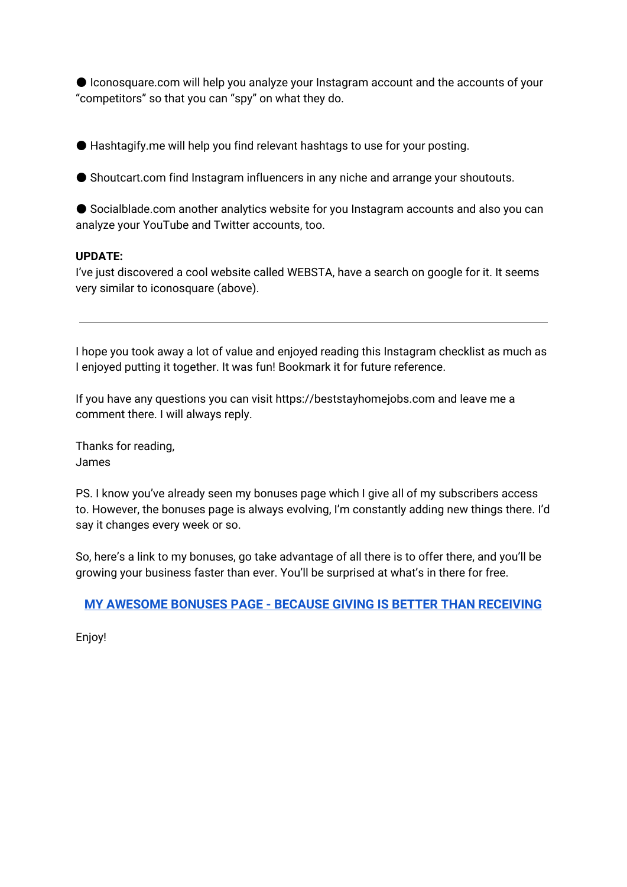- Iconosquare.com will help you analyze your Instagram account and the accounts of your "competitors" so that you can "spy" on what they do.

- Hashtagify.me will help you find relevant hashtags to use for your posting.

- Shoutcart.com find Instagram influencers in any niche and arrange your shoutouts.

- Socialblade.com another analytics website for you Instagram accounts and also you can analyze your YouTube and Twitter accounts, too.

**UPDATE:**
I've just discovered a cool website called WEBSTA, have a search on google for it. It seems very similar to iconosquare (above).

---

I hope you took away a lot of value and enjoyed reading this Instagram checklist as much as I enjoyed putting it together. It was fun! Bookmark it for future reference.

If you have any questions you can visit https://beststayhomejobs.com and leave me a comment there. I will always reply.

Thanks for reading,
James

PS. I know you've already seen my bonuses page which I give all of my subscribers access to. However, the bonuses page is always evolving, I'm constantly adding new things there. I'd say it changes every week or so.

So, here's a link to my bonuses, go take advantage of all there is to offer there, and you'll be growing your business faster than ever. You'll be surprised at what's in there for free.

**MY AWESOME BONUSES PAGE - BECAUSE GIVING IS BETTER THAN RECEIVING**

Enjoy!